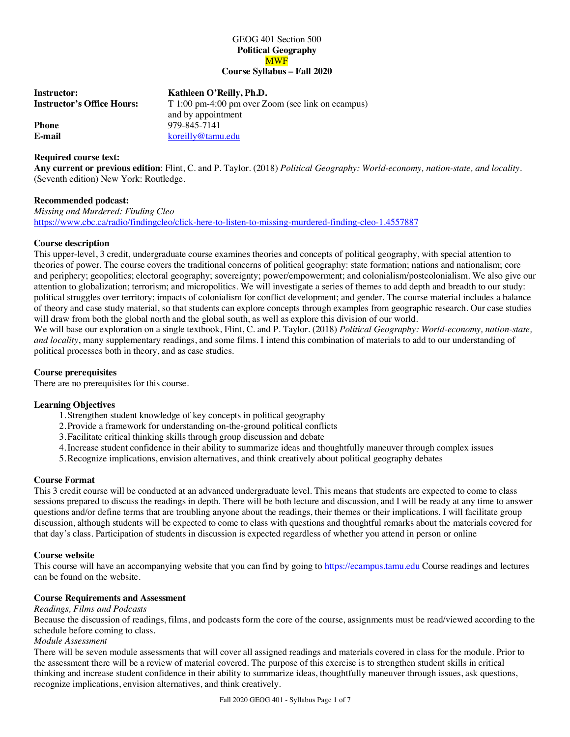# GEOG 401 Section 500
## Political Geography
**MWF**
**Course Syllabus – Fall 2020**

**Instructor:** **Kathleen O'Reilly, Ph.D.**
**Instructor's Office Hours:** T 1:00 pm-4:00 pm over Zoom (see link on ecampus) and by appointment
**Phone** 979-845-7141
**E-mail** koreilly@tamu.edu

**Required course text:**
**Any current or previous edition**: Flint, C. and P. Taylor. (2018) *Political Geography: World-economy, nation-state, and locality*. (Seventh edition) New York: Routledge.

**Recommended podcast:**
*Missing and Murdered: Finding Cleo*
https://www.cbc.ca/radio/findingcleo/click-here-to-listen-to-missing-murdered-finding-cleo-1.4557887

**Course description**
This upper-level, 3 credit, undergraduate course examines theories and concepts of political geography, with special attention to theories of power. The course covers the traditional concerns of political geography: state formation; nations and nationalism; core and periphery; geopolitics; electoral geography; sovereignty; power/empowerment; and colonialism/postcolonialism. We also give our attention to globalization; terrorism; and micropolitics. We will investigate a series of themes to add depth and breadth to our study: political struggles over territory; impacts of colonialism for conflict development; and gender. The course material includes a balance of theory and case study material, so that students can explore concepts through examples from geographic research. Our case studies will draw from both the global north and the global south, as well as explore this division of our world.
We will base our exploration on a single textbook, Flint, C. and P. Taylor. (2018) *Political Geography: World-economy, nation-state, and locality*, many supplementary readings, and some films. I intend this combination of materials to add to our understanding of political processes both in theory, and as case studies.

**Course prerequisites**
There are no prerequisites for this course.

**Learning Objectives**
1. Strengthen student knowledge of key concepts in political geography
2. Provide a framework for understanding on-the-ground political conflicts
3. Facilitate critical thinking skills through group discussion and debate
4. Increase student confidence in their ability to summarize ideas and thoughtfully maneuver through complex issues
5. Recognize implications, envision alternatives, and think creatively about political geography debates

**Course Format**
This 3 credit course will be conducted at an advanced undergraduate level. This means that students are expected to come to class sessions prepared to discuss the readings in depth. There will be both lecture and discussion, and I will be ready at any time to answer questions and/or define terms that are troubling anyone about the readings, their themes or their implications. I will facilitate group discussion, although students will be expected to come to class with questions and thoughtful remarks about the materials covered for that day's class. Participation of students in discussion is expected regardless of whether you attend in person or online

**Course website**
This course will have an accompanying website that you can find by going to https://ecampus.tamu.edu Course readings and lectures can be found on the website.

**Course Requirements and Assessment**
*Readings, Films and Podcasts*
Because the discussion of readings, films, and podcasts form the core of the course, assignments must be read/viewed according to the schedule before coming to class.
*Module Assessment*
There will be seven module assessments that will cover all assigned readings and materials covered in class for the module. Prior to the assessment there will be a review of material covered. The purpose of this exercise is to strengthen student skills in critical thinking and increase student confidence in their ability to summarize ideas, thoughtfully maneuver through issues, ask questions, recognize implications, envision alternatives, and think creatively.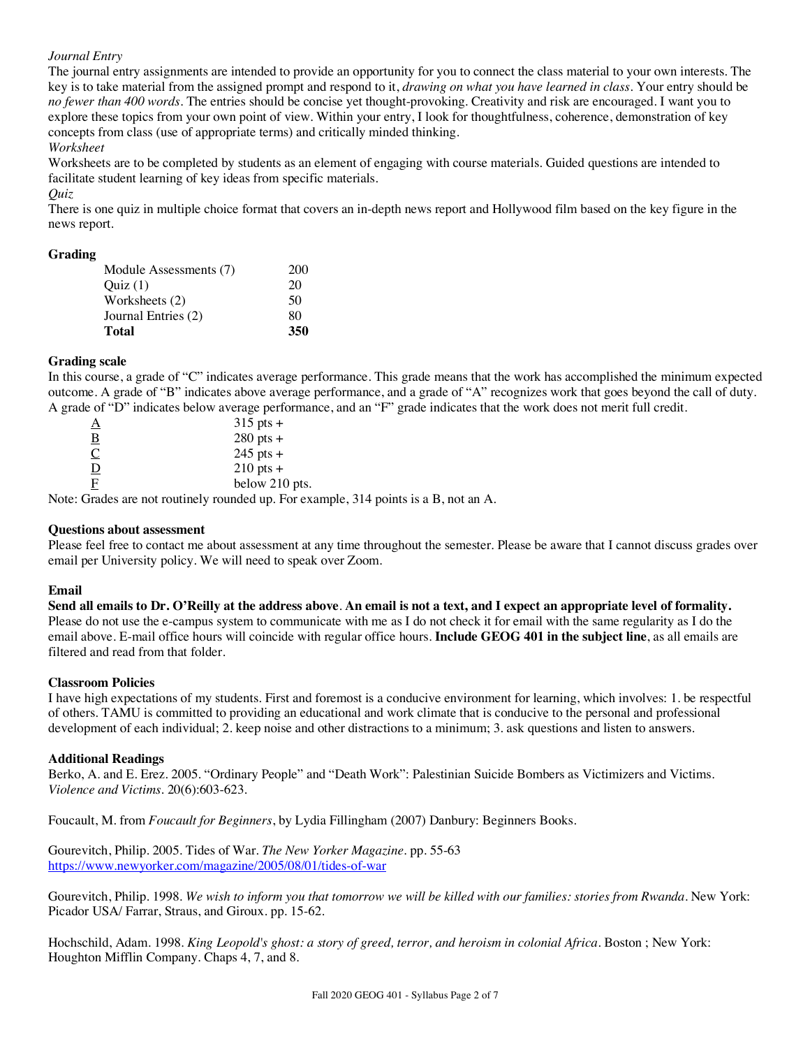*Journal Entry*

The journal entry assignments are intended to provide an opportunity for you to connect the class material to your own interests. The key is to take material from the assigned prompt and respond to it, *drawing on what you have learned in class*. Your entry should be *no fewer than 400 words*. The entries should be concise yet thought-provoking. Creativity and risk are encouraged. I want you to explore these topics from your own point of view. Within your entry, I look for thoughtfulness, coherence, demonstration of key concepts from class (use of appropriate terms) and critically minded thinking.

*Worksheet*

Worksheets are to be completed by students as an element of engaging with course materials. Guided questions are intended to facilitate student learning of key ideas from specific materials.

*Quiz*

There is one quiz in multiple choice format that covers an in-depth news report and Hollywood film based on the key figure in the news report.

**Grading**

| | |
|---|---|
| Module Assessments (7) | 200 |
| Quiz (1) | 20 |
| Worksheets (2) | 50 |
| Journal Entries (2) | 80 |
| **Total** | **350** |

**Grading scale**

In this course, a grade of "C" indicates average performance. This grade means that the work has accomplished the minimum expected outcome. A grade of "B" indicates above average performance, and a grade of "A" recognizes work that goes beyond the call of duty. A grade of "D" indicates below average performance, and an "F" grade indicates that the work does not merit full credit.

| | |
|---|---|
| A | 315 pts + |
| B | 280 pts + |
| C | 245 pts + |
| D | 210 pts + |
| F | below 210 pts. |

Note: Grades are not routinely rounded up. For example, 314 points is a B, not an A.

**Questions about assessment**

Please feel free to contact me about assessment at any time throughout the semester. Please be aware that I cannot discuss grades over email per University policy. We will need to speak over Zoom.

**Email**

**Send all emails to Dr. O'Reilly at the address above**. **An email is not a text, and I expect an appropriate level of formality.** Please do not use the e-campus system to communicate with me as I do not check it for email with the same regularity as I do the email above. E-mail office hours will coincide with regular office hours. **Include GEOG 401 in the subject line**, as all emails are filtered and read from that folder.

**Classroom Policies**

I have high expectations of my students. First and foremost is a conducive environment for learning, which involves: 1. be respectful of others. TAMU is committed to providing an educational and work climate that is conducive to the personal and professional development of each individual; 2. keep noise and other distractions to a minimum; 3. ask questions and listen to answers.

**Additional Readings**

Berko, A. and E. Erez. 2005. "Ordinary People" and "Death Work": Palestinian Suicide Bombers as Victimizers and Victims. *Violence and Victims*. 20(6):603-623.

Foucault, M. from *Foucault for Beginners*, by Lydia Fillingham (2007) Danbury: Beginners Books.

Gourevitch, Philip. 2005. Tides of War. *The New Yorker Magazine*. pp. 55-63
https://www.newyorker.com/magazine/2005/08/01/tides-of-war

Gourevitch, Philip. 1998. *We wish to inform you that tomorrow we will be killed with our families: stories from Rwanda*. New York: Picador USA/ Farrar, Straus, and Giroux. pp. 15-62.

Hochschild, Adam. 1998. *King Leopold's ghost: a story of greed, terror, and heroism in colonial Africa*. Boston ; New York: Houghton Mifflin Company. Chaps 4, 7, and 8.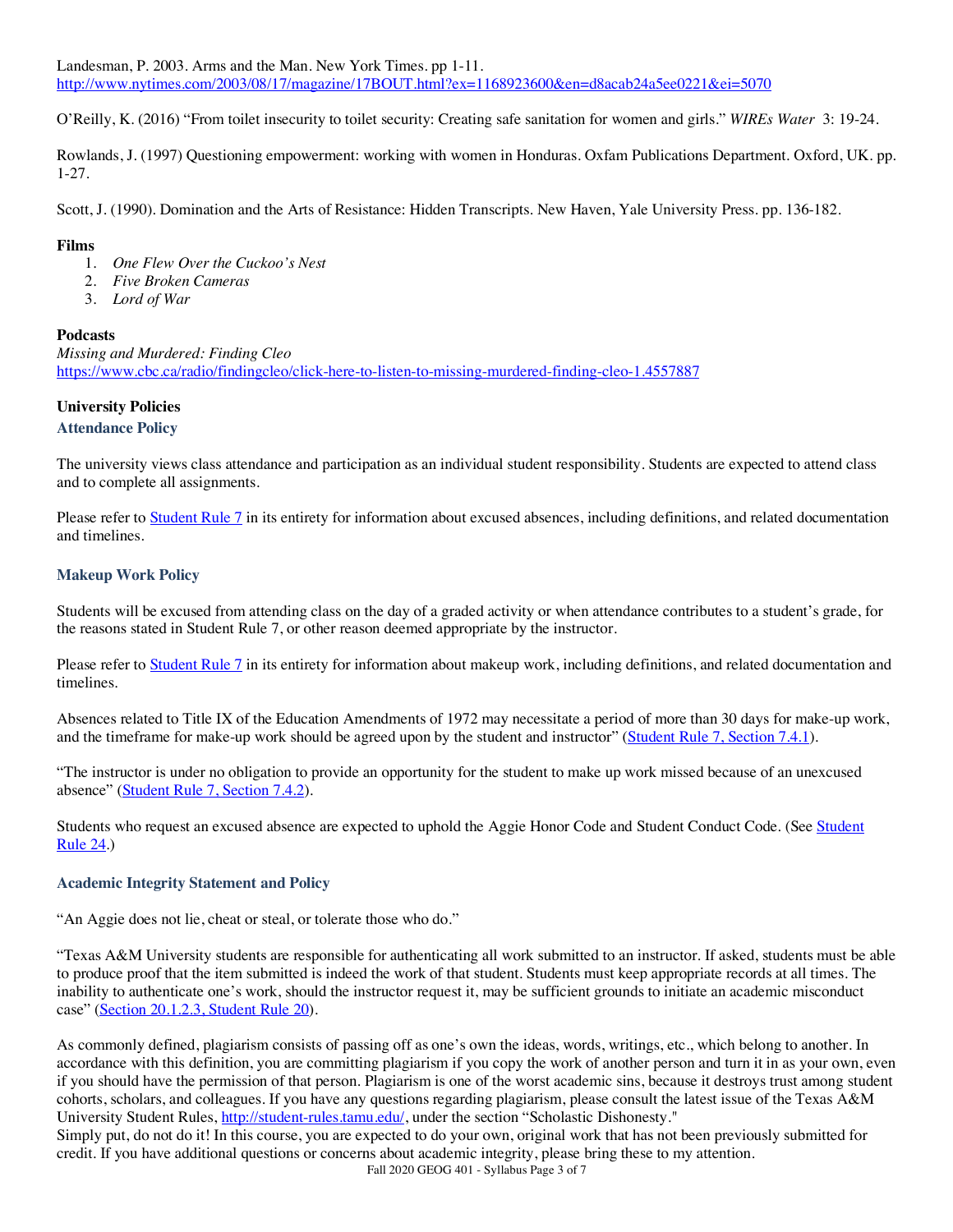Landesman, P. 2003. Arms and the Man. New York Times. pp 1-11.
http://www.nytimes.com/2003/08/17/magazine/17BOUT.html?ex=1168923600&en=d8acab24a5ee0221&ei=5070

O'Reilly, K. (2016) "From toilet insecurity to toilet security: Creating safe sanitation for women and girls." *WIREs Water* 3: 19-24.

Rowlands, J. (1997) Questioning empowerment: working with women in Honduras. Oxfam Publications Department. Oxford, UK. pp. 1-27.

Scott, J. (1990). Domination and the Arts of Resistance: Hidden Transcripts. New Haven, Yale University Press. pp. 136-182.

**Films**

1. *One Flew Over the Cuckoo's Nest*
2. *Five Broken Cameras*
3. *Lord of War*

**Podcasts**

*Missing and Murdered: Finding Cleo*
https://www.cbc.ca/radio/findingcleo/click-here-to-listen-to-missing-murdered-finding-cleo-1.4557887

## University Policies

### Attendance Policy

The university views class attendance and participation as an individual student responsibility. Students are expected to attend class and to complete all assignments.

Please refer to Student Rule 7 in its entirety for information about excused absences, including definitions, and related documentation and timelines.

### Makeup Work Policy

Students will be excused from attending class on the day of a graded activity or when attendance contributes to a student's grade, for the reasons stated in Student Rule 7, or other reason deemed appropriate by the instructor.

Please refer to Student Rule 7 in its entirety for information about makeup work, including definitions, and related documentation and timelines.

Absences related to Title IX of the Education Amendments of 1972 may necessitate a period of more than 30 days for make-up work, and the timeframe for make-up work should be agreed upon by the student and instructor" (Student Rule 7, Section 7.4.1).

"The instructor is under no obligation to provide an opportunity for the student to make up work missed because of an unexcused absence" (Student Rule 7, Section 7.4.2).

Students who request an excused absence are expected to uphold the Aggie Honor Code and Student Conduct Code. (See Student Rule 24.)

### Academic Integrity Statement and Policy

"An Aggie does not lie, cheat or steal, or tolerate those who do."

"Texas A&M University students are responsible for authenticating all work submitted to an instructor. If asked, students must be able to produce proof that the item submitted is indeed the work of that student. Students must keep appropriate records at all times. The inability to authenticate one's work, should the instructor request it, may be sufficient grounds to initiate an academic misconduct case" (Section 20.1.2.3, Student Rule 20).

As commonly defined, plagiarism consists of passing off as one's own the ideas, words, writings, etc., which belong to another. In accordance with this definition, you are committing plagiarism if you copy the work of another person and turn it in as your own, even if you should have the permission of that person. Plagiarism is one of the worst academic sins, because it destroys trust among student cohorts, scholars, and colleagues. If you have any questions regarding plagiarism, please consult the latest issue of the Texas A&M University Student Rules, http://student-rules.tamu.edu/, under the section "Scholastic Dishonesty."
Simply put, do not do it! In this course, you are expected to do your own, original work that has not been previously submitted for credit. If you have additional questions or concerns about academic integrity, please bring these to my attention.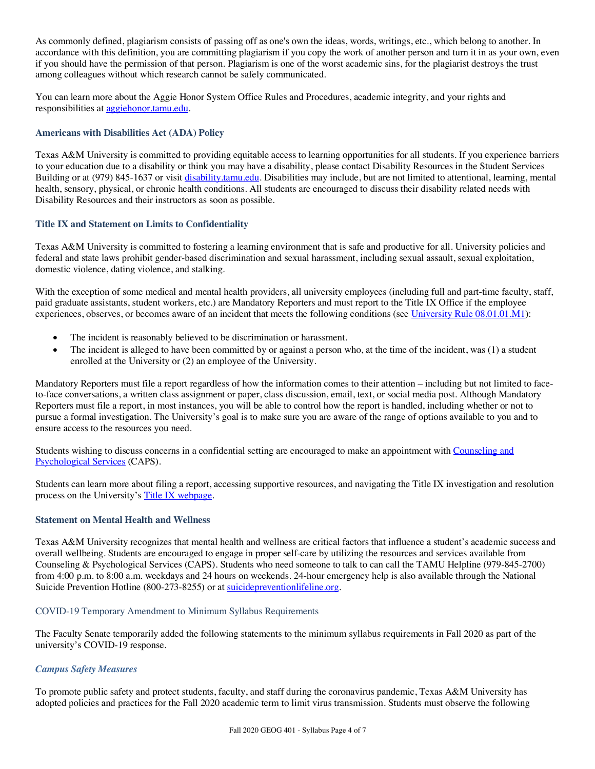As commonly defined, plagiarism consists of passing off as one's own the ideas, words, writings, etc., which belong to another. In accordance with this definition, you are committing plagiarism if you copy the work of another person and turn it in as your own, even if you should have the permission of that person. Plagiarism is one of the worst academic sins, for the plagiarist destroys the trust among colleagues without which research cannot be safely communicated.

You can learn more about the Aggie Honor System Office Rules and Procedures, academic integrity, and your rights and responsibilities at [aggiehonor.tamu.edu](aggiehonor.tamu.edu).

### Americans with Disabilities Act (ADA) Policy

Texas A&M University is committed to providing equitable access to learning opportunities for all students. If you experience barriers to your education due to a disability or think you may have a disability, please contact Disability Resources in the Student Services Building or at (979) 845-1637 or visit [disability.tamu.edu](disability.tamu.edu). Disabilities may include, but are not limited to attentional, learning, mental health, sensory, physical, or chronic health conditions. All students are encouraged to discuss their disability related needs with Disability Resources and their instructors as soon as possible.

### Title IX and Statement on Limits to Confidentiality

Texas A&M University is committed to fostering a learning environment that is safe and productive for all. University policies and federal and state laws prohibit gender-based discrimination and sexual harassment, including sexual assault, sexual exploitation, domestic violence, dating violence, and stalking.

With the exception of some medical and mental health providers, all university employees (including full and part-time faculty, staff, paid graduate assistants, student workers, etc.) are Mandatory Reporters and must report to the Title IX Office if the employee experiences, observes, or becomes aware of an incident that meets the following conditions (see University Rule 08.01.01.M1):

- The incident is reasonably believed to be discrimination or harassment.
- The incident is alleged to have been committed by or against a person who, at the time of the incident, was (1) a student enrolled at the University or (2) an employee of the University.

Mandatory Reporters must file a report regardless of how the information comes to their attention – including but not limited to face-to-face conversations, a written class assignment or paper, class discussion, email, text, or social media post. Although Mandatory Reporters must file a report, in most instances, you will be able to control how the report is handled, including whether or not to pursue a formal investigation. The University's goal is to make sure you are aware of the range of options available to you and to ensure access to the resources you need.

Students wishing to discuss concerns in a confidential setting are encouraged to make an appointment with Counseling and Psychological Services (CAPS).

Students can learn more about filing a report, accessing supportive resources, and navigating the Title IX investigation and resolution process on the University's Title IX webpage.

### Statement on Mental Health and Wellness

Texas A&M University recognizes that mental health and wellness are critical factors that influence a student's academic success and overall wellbeing. Students are encouraged to engage in proper self-care by utilizing the resources and services available from Counseling & Psychological Services (CAPS). Students who need someone to talk to can call the TAMU Helpline (979-845-2700) from 4:00 p.m. to 8:00 a.m. weekdays and 24 hours on weekends. 24-hour emergency help is also available through the National Suicide Prevention Hotline (800-273-8255) or at [suicidepreventionlifeline.org](suicidepreventionlifeline.org).

### COVID-19 Temporary Amendment to Minimum Syllabus Requirements

The Faculty Senate temporarily added the following statements to the minimum syllabus requirements in Fall 2020 as part of the university's COVID-19 response.

#### *Campus Safety Measures*

To promote public safety and protect students, faculty, and staff during the coronavirus pandemic, Texas A&M University has adopted policies and practices for the Fall 2020 academic term to limit virus transmission. Students must observe the following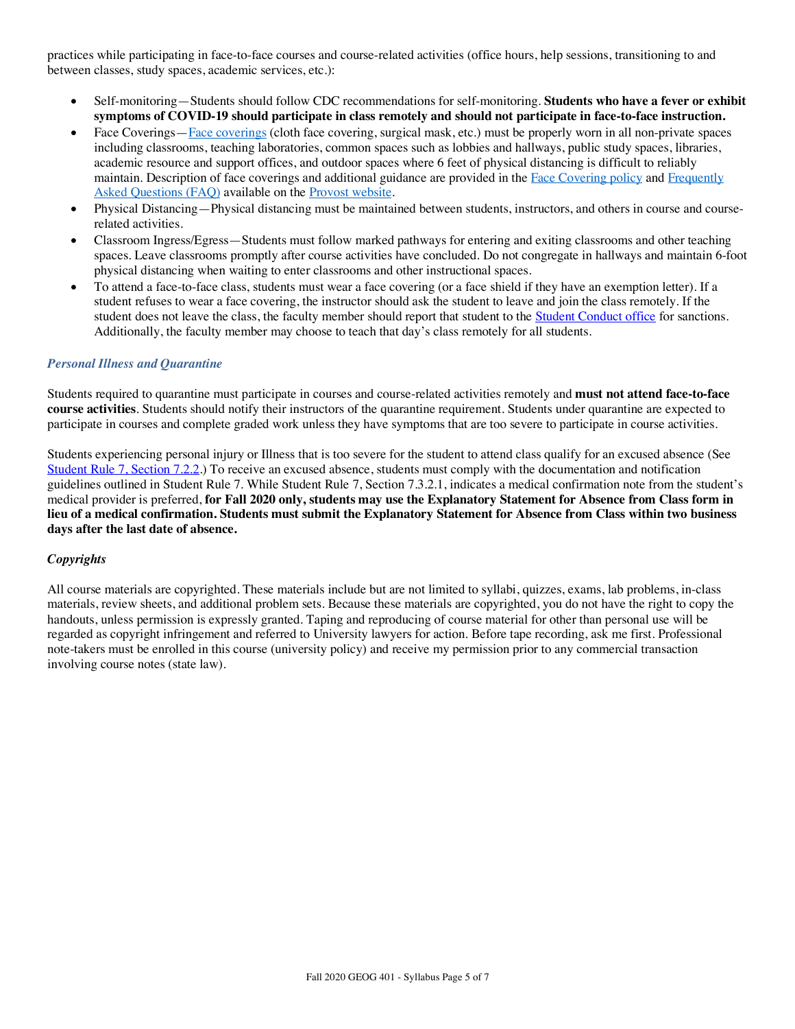practices while participating in face-to-face courses and course-related activities (office hours, help sessions, transitioning to and between classes, study spaces, academic services, etc.):

- Self-monitoring—Students should follow CDC recommendations for self-monitoring. **Students who have a fever or exhibit symptoms of COVID-19 should participate in class remotely and should not participate in face-to-face instruction.**
- Face Coverings—Face coverings (cloth face covering, surgical mask, etc.) must be properly worn in all non-private spaces including classrooms, teaching laboratories, common spaces such as lobbies and hallways, public study spaces, libraries, academic resource and support offices, and outdoor spaces where 6 feet of physical distancing is difficult to reliably maintain. Description of face coverings and additional guidance are provided in the Face Covering policy and Frequently Asked Questions (FAQ) available on the Provost website.
- Physical Distancing—Physical distancing must be maintained between students, instructors, and others in course and course-related activities.
- Classroom Ingress/Egress—Students must follow marked pathways for entering and exiting classrooms and other teaching spaces. Leave classrooms promptly after course activities have concluded. Do not congregate in hallways and maintain 6-foot physical distancing when waiting to enter classrooms and other instructional spaces.
- To attend a face-to-face class, students must wear a face covering (or a face shield if they have an exemption letter). If a student refuses to wear a face covering, the instructor should ask the student to leave and join the class remotely. If the student does not leave the class, the faculty member should report that student to the Student Conduct office for sanctions. Additionally, the faculty member may choose to teach that day's class remotely for all students.

### *Personal Illness and Quarantine*

Students required to quarantine must participate in courses and course-related activities remotely and **must not attend face-to-face course activities**. Students should notify their instructors of the quarantine requirement. Students under quarantine are expected to participate in courses and complete graded work unless they have symptoms that are too severe to participate in course activities.

Students experiencing personal injury or Illness that is too severe for the student to attend class qualify for an excused absence (See Student Rule 7, Section 7.2.2.) To receive an excused absence, students must comply with the documentation and notification guidelines outlined in Student Rule 7. While Student Rule 7, Section 7.3.2.1, indicates a medical confirmation note from the student's medical provider is preferred, **for Fall 2020 only, students may use the Explanatory Statement for Absence from Class form in lieu of a medical confirmation. Students must submit the Explanatory Statement for Absence from Class within two business days after the last date of absence.**

### *Copyrights*

All course materials are copyrighted. These materials include but are not limited to syllabi, quizzes, exams, lab problems, in-class materials, review sheets, and additional problem sets. Because these materials are copyrighted, you do not have the right to copy the handouts, unless permission is expressly granted. Taping and reproducing of course material for other than personal use will be regarded as copyright infringement and referred to University lawyers for action. Before tape recording, ask me first. Professional note-takers must be enrolled in this course (university policy) and receive my permission prior to any commercial transaction involving course notes (state law).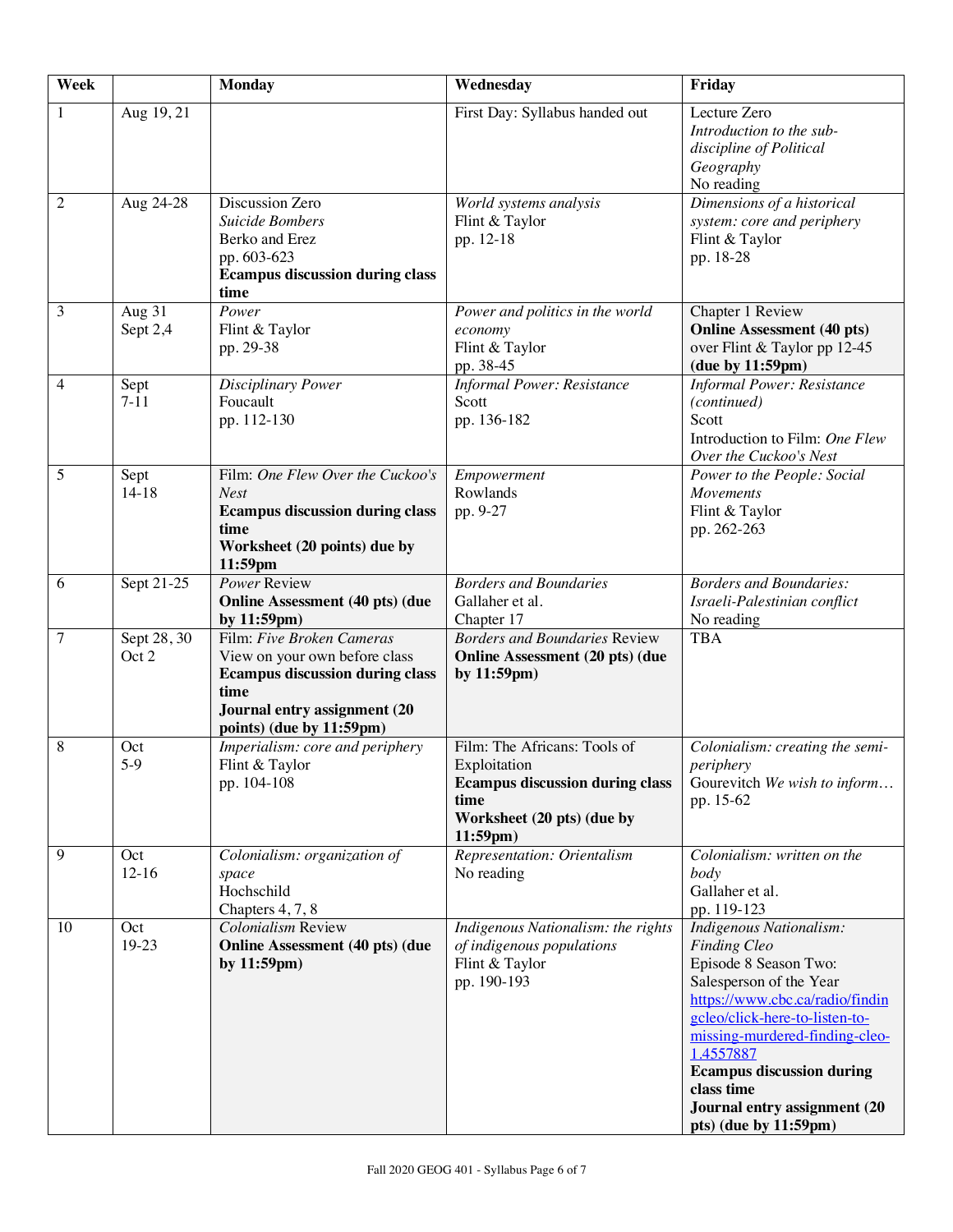| Week | | Monday | Wednesday | Friday |
|---|---|---|---|---|
| 1 | Aug 19, 21 | | First Day: Syllabus handed out | Lecture Zero<br>*Introduction to the sub-discipline of Political Geography*<br>No reading |
| 2 | Aug 24-28 | Discussion Zero<br>*Suicide Bombers*<br>Berko and Erez<br>pp. 603-623<br>**Ecampus discussion during class time** | *World systems analysis*<br>Flint & Taylor<br>pp. 12-18 | *Dimensions of a historical system: core and periphery*<br>Flint & Taylor<br>pp. 18-28 |
| 3 | Aug 31<br>Sept 2,4 | *Power*<br>Flint & Taylor<br>pp. 29-38 | *Power and politics in the world economy*<br>Flint & Taylor<br>pp. 38-45 | Chapter 1 Review<br>**Online Assessment (40 pts)** over Flint & Taylor pp 12-45 **(due by 11:59pm)** |
| 4 | Sept<br>7-11 | *Disciplinary Power*<br>Foucault<br>pp. 112-130 | *Informal Power: Resistance*<br>Scott<br>pp. 136-182 | *Informal Power: Resistance (continued)*<br>Scott<br>Introduction to Film: *One Flew Over the Cuckoo's Nest* |
| 5 | Sept<br>14-18 | Film: *One Flew Over the Cuckoo's Nest*<br>**Ecampus discussion during class time**<br>**Worksheet (20 points) due by 11:59pm** | *Empowerment*<br>Rowlands<br>pp. 9-27 | *Power to the People: Social Movements*<br>Flint & Taylor<br>pp. 262-263 |
| 6 | Sept 21-25 | *Power* Review<br>**Online Assessment (40 pts) (due by 11:59pm)** | *Borders and Boundaries*<br>Gallaher et al.<br>Chapter 17 | *Borders and Boundaries: Israeli-Palestinian conflict*<br>No reading |
| 7 | Sept 28, 30<br>Oct 2 | Film: *Five Broken Cameras*<br>View on your own before class<br>**Ecampus discussion during class time**<br>**Journal entry assignment (20 points) (due by 11:59pm)** | *Borders and Boundaries* Review<br>**Online Assessment (20 pts) (due by 11:59pm)** | TBA |
| 8 | Oct<br>5-9 | *Imperialism: core and periphery*<br>Flint & Taylor<br>pp. 104-108 | Film: The Africans: Tools of Exploitation<br>**Ecampus discussion during class time**<br>**Worksheet (20 pts) (due by 11:59pm)** | *Colonialism: creating the semi-periphery*<br>Gourevitch *We wish to inform…*<br>pp. 15-62 |
| 9 | Oct<br>12-16 | *Colonialism: organization of space*<br>Hochschild<br>Chapters 4, 7, 8 | *Representation: Orientalism*<br>No reading | *Colonialism: written on the body*<br>Gallaher et al.<br>pp. 119-123 |
| 10 | Oct<br>19-23 | *Colonialism* Review<br>**Online Assessment (40 pts) (due by 11:59pm)** | *Indigenous Nationalism: the rights of indigenous populations*<br>Flint & Taylor<br>pp. 190-193 | *Indigenous Nationalism: Finding Cleo*<br>Episode 8 Season Two: Salesperson of the Year<br>https://www.cbc.ca/radio/findingcleo/click-here-to-listen-to-missing-murdered-finding-cleo-1.4557887<br>**Ecampus discussion during class time**<br>**Journal entry assignment (20 pts) (due by 11:59pm)** |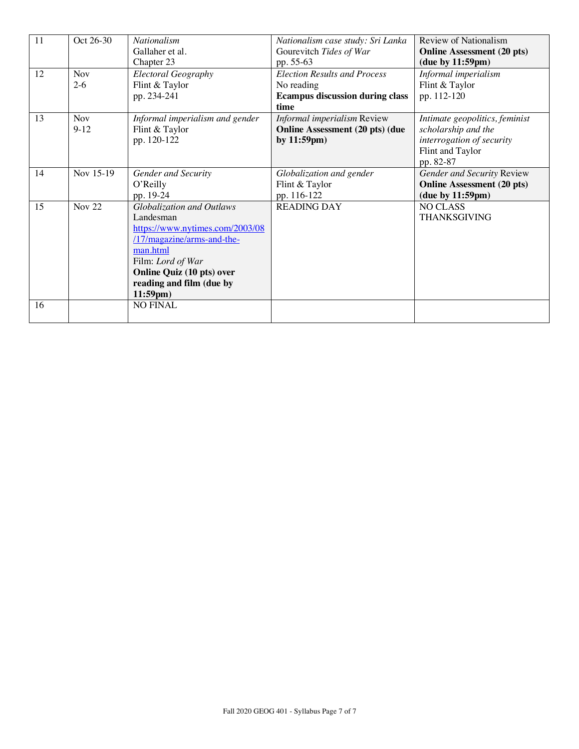| | | | | |
|---|---|---|---|---|
| 11 | Oct 26-30 | *Nationalism*<br>Gallaher et al.<br>Chapter 23 | *Nationalism case study: Sri Lanka*<br>Gourevitch *Tides of War*<br>pp. 55-63 | Review of Nationalism<br>**Online Assessment (20 pts) (due by 11:59pm)** |
| 12 | Nov<br>2-6 | *Electoral Geography*<br>Flint & Taylor<br>pp. 234-241 | *Election Results and Process*<br>No reading<br>**Ecampus discussion during class time** | *Informal imperialism*<br>Flint & Taylor<br>pp. 112-120 |
| 13 | Nov<br>9-12 | *Informal imperialism and gender*<br>Flint & Taylor<br>pp. 120-122 | *Informal imperialism* Review<br>**Online Assessment (20 pts) (due by 11:59pm)** | *Intimate geopolitics, feminist scholarship and the interrogation of security*<br>Flint and Taylor<br>pp. 82-87 |
| 14 | Nov 15-19 | *Gender and Security*<br>O'Reilly<br>pp. 19-24 | *Globalization and gender*<br>Flint & Taylor<br>pp. 116-122 | *Gender and Security* Review<br>**Online Assessment (20 pts) (due by 11:59pm)** |
| 15 | Nov 22 | *Globalization and Outlaws*<br>Landesman<br>https://www.nytimes.com/2003/08/17/magazine/arms-and-the-man.html<br>Film: *Lord of War*<br>**Online Quiz (10 pts) over reading and film (due by 11:59pm)** | READING DAY | NO CLASS<br>THANKSGIVING |
| 16 | | NO FINAL | | |